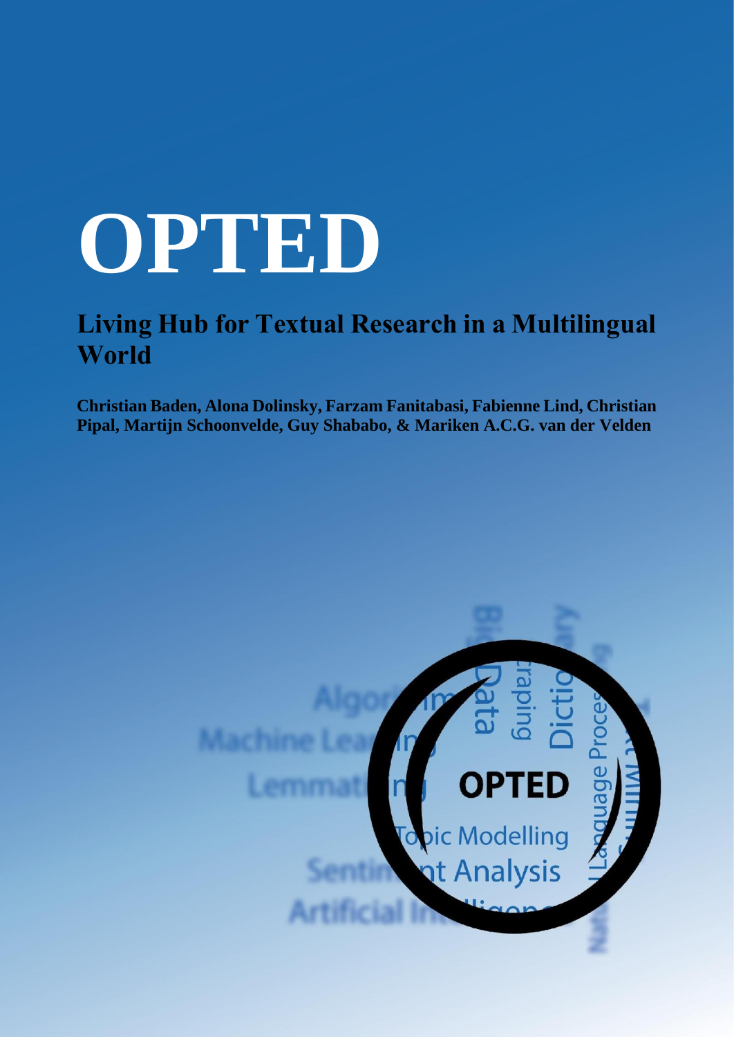# OPTED

## Living Hub for Textual Research in a Multilingual World

**Christian Baden, Alona Dolinsky, Farzam Fanitabasi, Fabienne Lind, Christian Pipal, Martijn Schoonvelde, Guy Shababo, & Mariken A.C.G. van der Velden**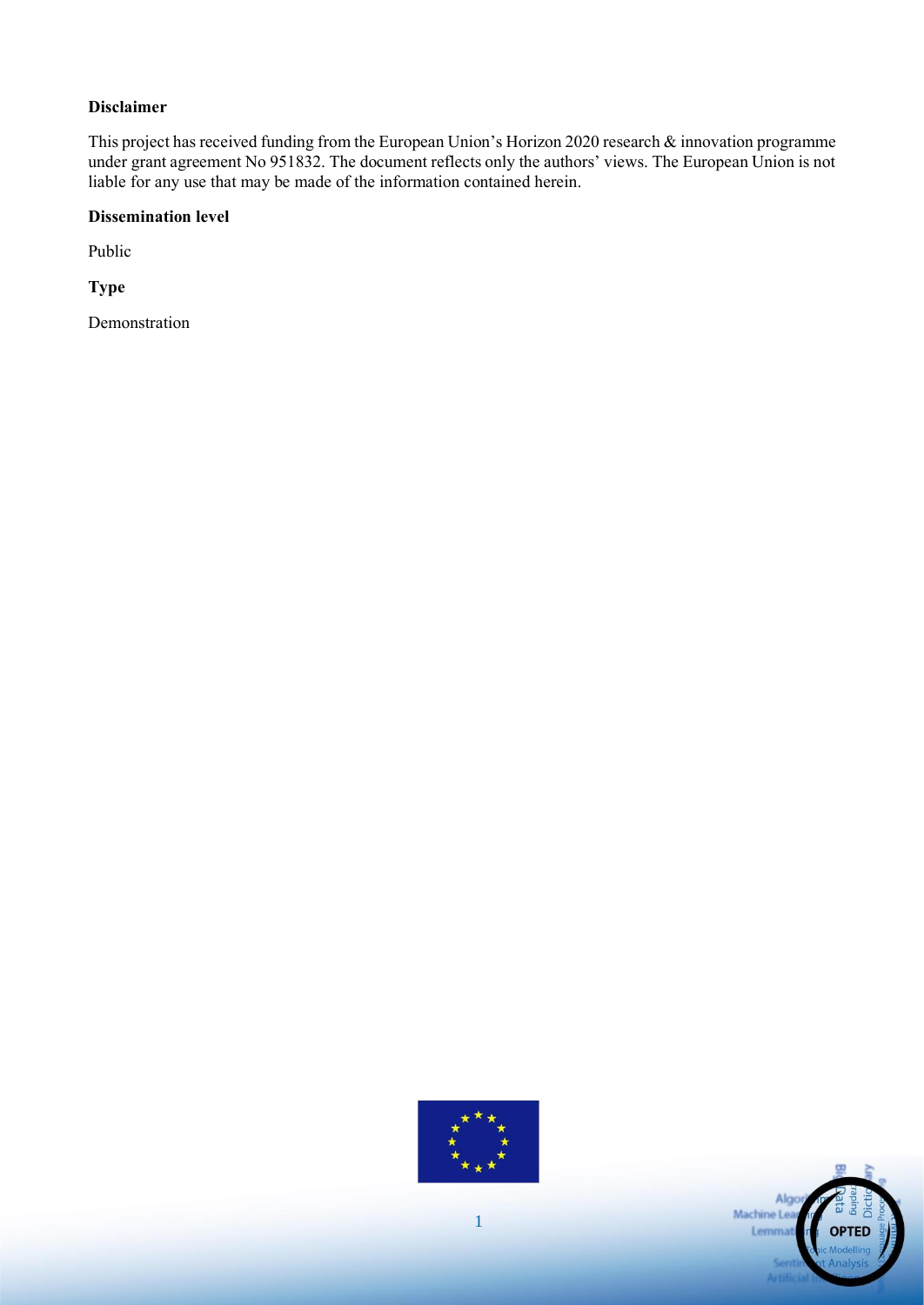**Disclaimer**

This project has received funding from the European Union's Horizon 2020 research & innovation programme under grant agreement No 951832. The document reflects only the authors' views. The European Union is not liable for any use that may be made of the information contained herein.

**Dissemination level**

Public

**Type**

Demonstration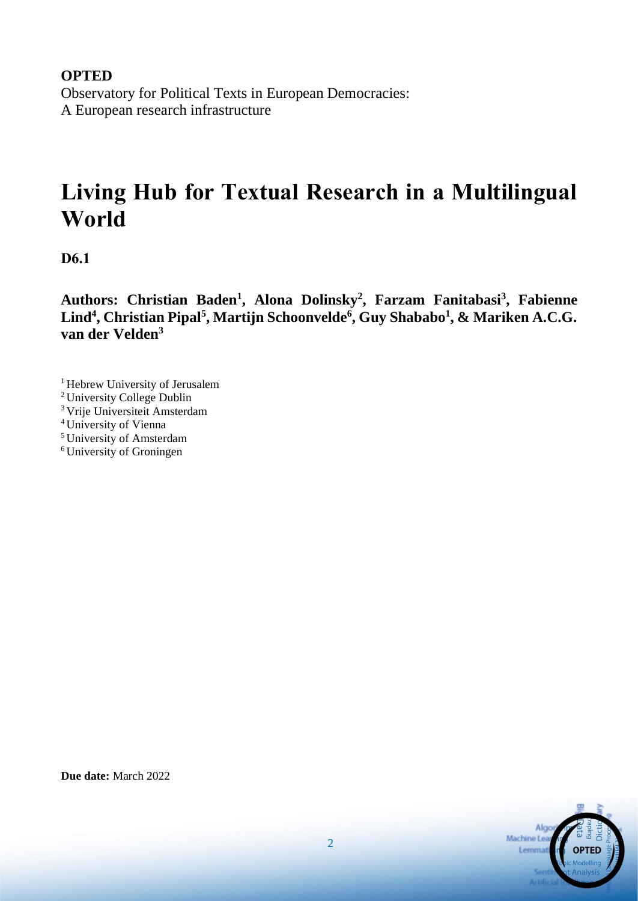**OPTED**

Observatory for Political Texts in European Democracies:
A European research infrastructure

# Living Hub for Textual Research in a Multilingual World

**D6.1**

**Authors: Christian Baden[1], Alona Dolinsky[2], Farzam Fanitabasi[3], Fabienne Lind[4], Christian Pipal[5], Martijn Schoonvelde[6], Guy Shababo[1], & Mariken A.C.G. van der Velden[3]**

[1] Hebrew University of Jerusalem
[2] University College Dublin
[3] Vrije Universiteit Amsterdam
[4] University of Vienna
[5] University of Amsterdam
[6] University of Groningen

**Due date:** March 2022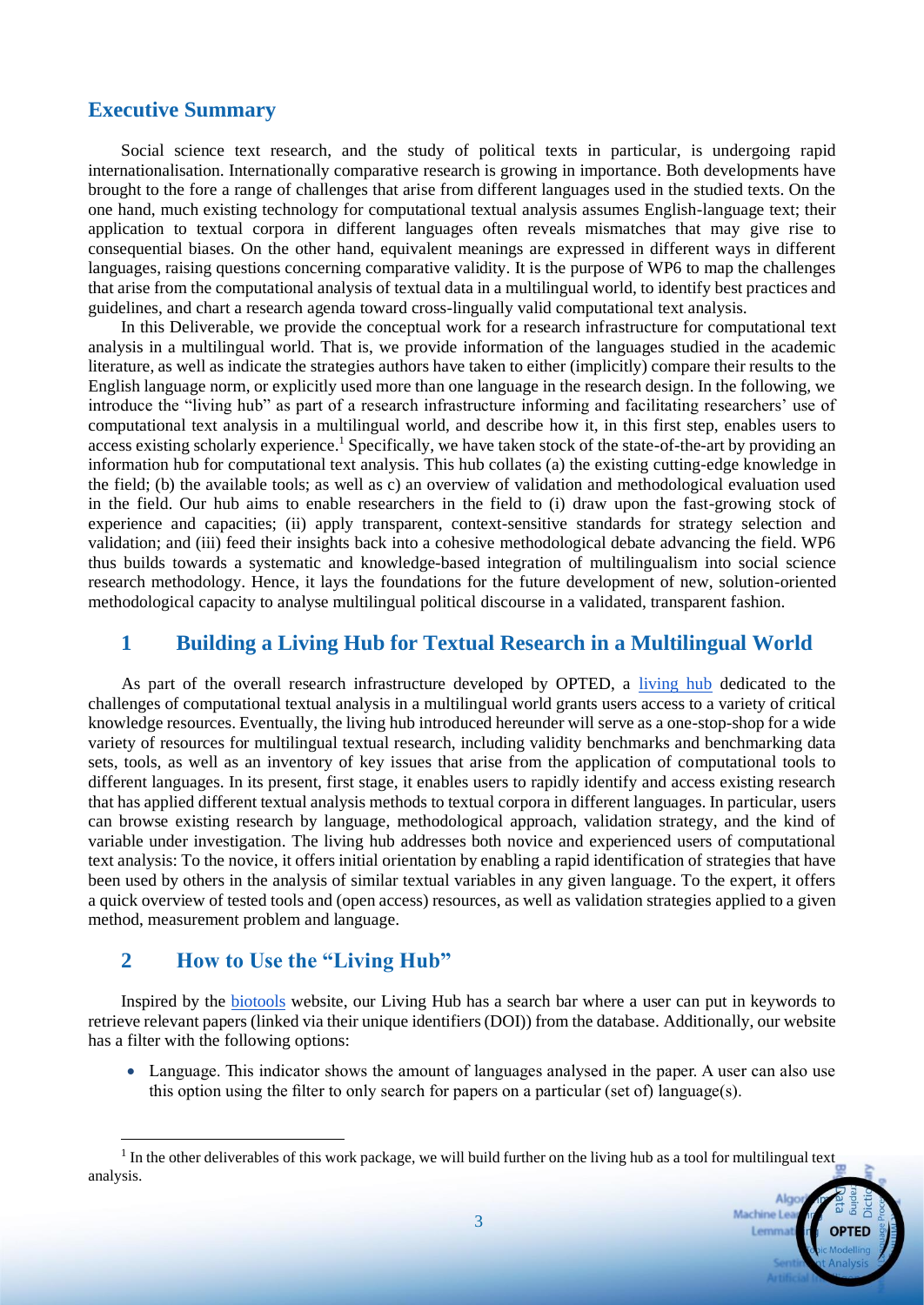## Executive Summary

Social science text research, and the study of political texts in particular, is undergoing rapid internationalisation. Internationally comparative research is growing in importance. Both developments have brought to the fore a range of challenges that arise from different languages used in the studied texts. On the one hand, much existing technology for computational textual analysis assumes English-language text; their application to textual corpora in different languages often reveals mismatches that may give rise to consequential biases. On the other hand, equivalent meanings are expressed in different ways in different languages, raising questions concerning comparative validity. It is the purpose of WP6 to map the challenges that arise from the computational analysis of textual data in a multilingual world, to identify best practices and guidelines, and chart a research agenda toward cross-lingually valid computational text analysis.

In this Deliverable, we provide the conceptual work for a research infrastructure for computational text analysis in a multilingual world. That is, we provide information of the languages studied in the academic literature, as well as indicate the strategies authors have taken to either (implicitly) compare their results to the English language norm, or explicitly used more than one language in the research design. In the following, we introduce the "living hub" as part of a research infrastructure informing and facilitating researchers' use of computational text analysis in a multilingual world, and describe how it, in this first step, enables users to access existing scholarly experience.[1] Specifically, we have taken stock of the state-of-the-art by providing an information hub for computational text analysis. This hub collates (a) the existing cutting-edge knowledge in the field; (b) the available tools; as well as c) an overview of validation and methodological evaluation used in the field. Our hub aims to enable researchers in the field to (i) draw upon the fast-growing stock of experience and capacities; (ii) apply transparent, context-sensitive standards for strategy selection and validation; and (iii) feed their insights back into a cohesive methodological debate advancing the field. WP6 thus builds towards a systematic and knowledge-based integration of multilingualism into social science research methodology. Hence, it lays the foundations for the future development of new, solution-oriented methodological capacity to analyse multilingual political discourse in a validated, transparent fashion.

# 1 Building a Living Hub for Textual Research in a Multilingual World

As part of the overall research infrastructure developed by OPTED, a living hub dedicated to the challenges of computational textual analysis in a multilingual world grants users access to a variety of critical knowledge resources. Eventually, the living hub introduced hereunder will serve as a one-stop-shop for a wide variety of resources for multilingual textual research, including validity benchmarks and benchmarking data sets, tools, as well as an inventory of key issues that arise from the application of computational tools to different languages. In its present, first stage, it enables users to rapidly identify and access existing research that has applied different textual analysis methods to textual corpora in different languages. In particular, users can browse existing research by language, methodological approach, validation strategy, and the kind of variable under investigation. The living hub addresses both novice and experienced users of computational text analysis: To the novice, it offers initial orientation by enabling a rapid identification of strategies that have been used by others in the analysis of similar textual variables in any given language. To the expert, it offers a quick overview of tested tools and (open access) resources, as well as validation strategies applied to a given method, measurement problem and language.

# 2 How to Use the "Living Hub"

Inspired by the biotools website, our Living Hub has a search bar where a user can put in keywords to retrieve relevant papers (linked via their unique identifiers (DOI)) from the database. Additionally, our website has a filter with the following options:

- Language. This indicator shows the amount of languages analysed in the paper. A user can also use this option using the filter to only search for papers on a particular (set of) language(s).

[1] In the other deliverables of this work package, we will build further on the living hub as a tool for multilingual text analysis.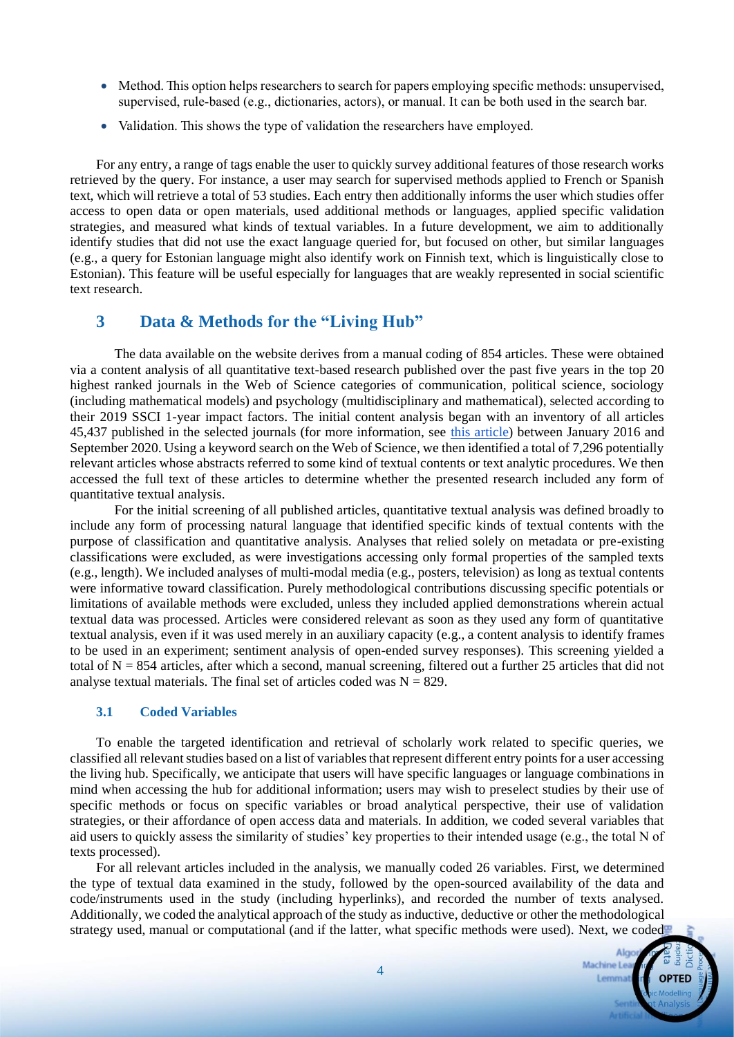- Method. This option helps researchers to search for papers employing specific methods: unsupervised, supervised, rule-based (e.g., dictionaries, actors), or manual. It can be both used in the search bar.
- Validation. This shows the type of validation the researchers have employed.

For any entry, a range of tags enable the user to quickly survey additional features of those research works retrieved by the query. For instance, a user may search for supervised methods applied to French or Spanish text, which will retrieve a total of 53 studies. Each entry then additionally informs the user which studies offer access to open data or open materials, used additional methods or languages, applied specific validation strategies, and measured what kinds of textual variables. In a future development, we aim to additionally identify studies that did not use the exact language queried for, but focused on other, but similar languages (e.g., a query for Estonian language might also identify work on Finnish text, which is linguistically close to Estonian). This feature will be useful especially for languages that are weakly represented in social scientific text research.

## 3 Data & Methods for the "Living Hub"

The data available on the website derives from a manual coding of 854 articles. These were obtained via a content analysis of all quantitative text-based research published over the past five years in the top 20 highest ranked journals in the Web of Science categories of communication, political science, sociology (including mathematical models) and psychology (multidisciplinary and mathematical), selected according to their 2019 SSCI 1-year impact factors. The initial content analysis began with an inventory of all articles 45,437 published in the selected journals (for more information, see [this article]) between January 2016 and September 2020. Using a keyword search on the Web of Science, we then identified a total of 7,296 potentially relevant articles whose abstracts referred to some kind of textual contents or text analytic procedures. We then accessed the full text of these articles to determine whether the presented research included any form of quantitative textual analysis.

For the initial screening of all published articles, quantitative textual analysis was defined broadly to include any form of processing natural language that identified specific kinds of textual contents with the purpose of classification and quantitative analysis. Analyses that relied solely on metadata or pre-existing classifications were excluded, as were investigations accessing only formal properties of the sampled texts (e.g., length). We included analyses of multi-modal media (e.g., posters, television) as long as textual contents were informative toward classification. Purely methodological contributions discussing specific potentials or limitations of available methods were excluded, unless they included applied demonstrations wherein actual textual data was processed. Articles were considered relevant as soon as they used any form of quantitative textual analysis, even if it was used merely in an auxiliary capacity (e.g., a content analysis to identify frames to be used in an experiment; sentiment analysis of open-ended survey responses). This screening yielded a total of N = 854 articles, after which a second, manual screening, filtered out a further 25 articles that did not analyse textual materials. The final set of articles coded was N = 829.

### 3.1 Coded Variables

To enable the targeted identification and retrieval of scholarly work related to specific queries, we classified all relevant studies based on a list of variables that represent different entry points for a user accessing the living hub. Specifically, we anticipate that users will have specific languages or language combinations in mind when accessing the hub for additional information; users may wish to preselect studies by their use of specific methods or focus on specific variables or broad analytical perspective, their use of validation strategies, or their affordance of open access data and materials. In addition, we coded several variables that aid users to quickly assess the similarity of studies' key properties to their intended usage (e.g., the total N of texts processed).

For all relevant articles included in the analysis, we manually coded 26 variables. First, we determined the type of textual data examined in the study, followed by the open-sourced availability of the data and code/instruments used in the study (including hyperlinks), and recorded the number of texts analysed. Additionally, we coded the analytical approach of the study as inductive, deductive or other the methodological strategy used, manual or computational (and if the latter, what specific methods were used). Next, we coded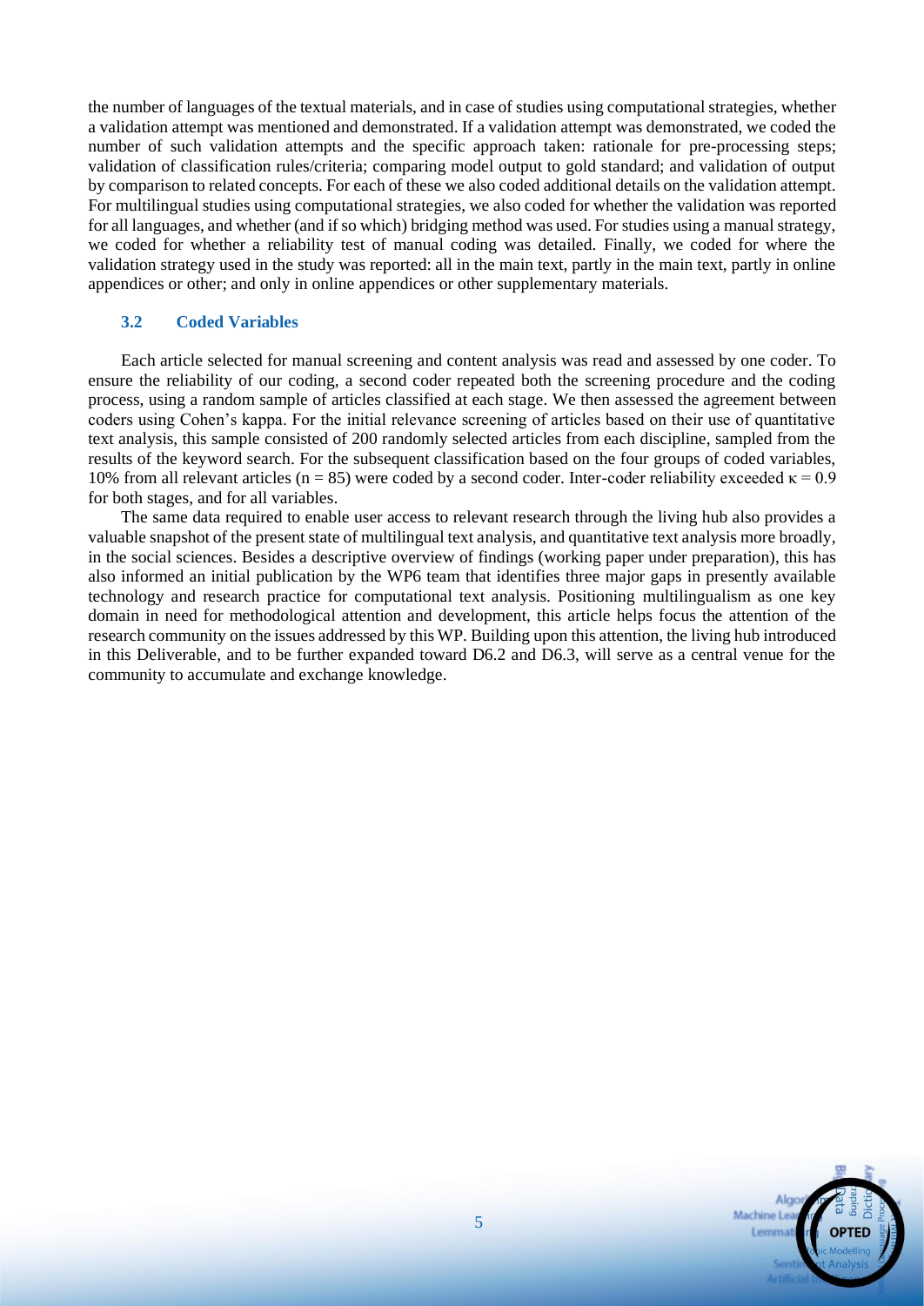the number of languages of the textual materials, and in case of studies using computational strategies, whether a validation attempt was mentioned and demonstrated. If a validation attempt was demonstrated, we coded the number of such validation attempts and the specific approach taken: rationale for pre-processing steps; validation of classification rules/criteria; comparing model output to gold standard; and validation of output by comparison to related concepts. For each of these we also coded additional details on the validation attempt. For multilingual studies using computational strategies, we also coded for whether the validation was reported for all languages, and whether (and if so which) bridging method was used. For studies using a manual strategy, we coded for whether a reliability test of manual coding was detailed. Finally, we coded for where the validation strategy used in the study was reported: all in the main text, partly in the main text, partly in online appendices or other; and only in online appendices or other supplementary materials.

### 3.2 Coded Variables

Each article selected for manual screening and content analysis was read and assessed by one coder. To ensure the reliability of our coding, a second coder repeated both the screening procedure and the coding process, using a random sample of articles classified at each stage. We then assessed the agreement between coders using Cohen's kappa. For the initial relevance screening of articles based on their use of quantitative text analysis, this sample consisted of 200 randomly selected articles from each discipline, sampled from the results of the keyword search. For the subsequent classification based on the four groups of coded variables, 10% from all relevant articles ($n = 85$) were coded by a second coder. Inter-coder reliability exceeded $\kappa = 0.9$ for both stages, and for all variables.

The same data required to enable user access to relevant research through the living hub also provides a valuable snapshot of the present state of multilingual text analysis, and quantitative text analysis more broadly, in the social sciences. Besides a descriptive overview of findings (working paper under preparation), this has also informed an initial publication by the WP6 team that identifies three major gaps in presently available technology and research practice for computational text analysis. Positioning multilingualism as one key domain in need for methodological attention and development, this article helps focus the attention of the research community on the issues addressed by this WP. Building upon this attention, the living hub introduced in this Deliverable, and to be further expanded toward D6.2 and D6.3, will serve as a central venue for the community to accumulate and exchange knowledge.